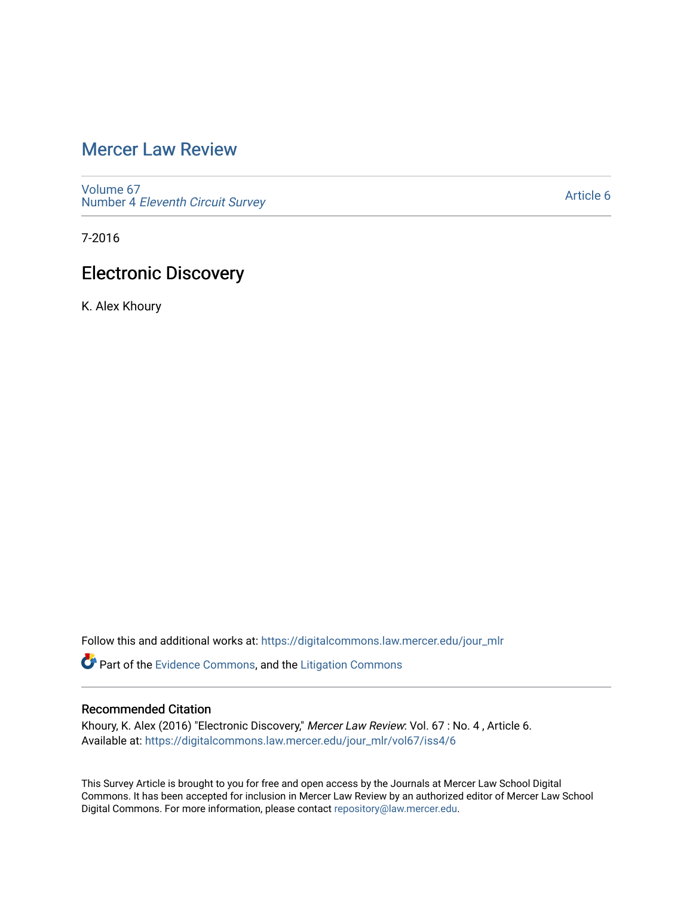# Mercer Law Review

Volume 67
Number 4 *Eleventh Circuit Survey*

Article 6

7-2016

## Electronic Discovery

K. Alex Khoury

Follow this and additional works at: https://digitalcommons.law.mercer.edu/jour_mlr

Part of the Evidence Commons, and the Litigation Commons

### Recommended Citation

Khoury, K. Alex (2016) "Electronic Discovery," *Mercer Law Review*: Vol. 67 : No. 4 , Article 6.
Available at: https://digitalcommons.law.mercer.edu/jour_mlr/vol67/iss4/6

This Survey Article is brought to you for free and open access by the Journals at Mercer Law School Digital Commons. It has been accepted for inclusion in Mercer Law Review by an authorized editor of Mercer Law School Digital Commons. For more information, please contact repository@law.mercer.edu.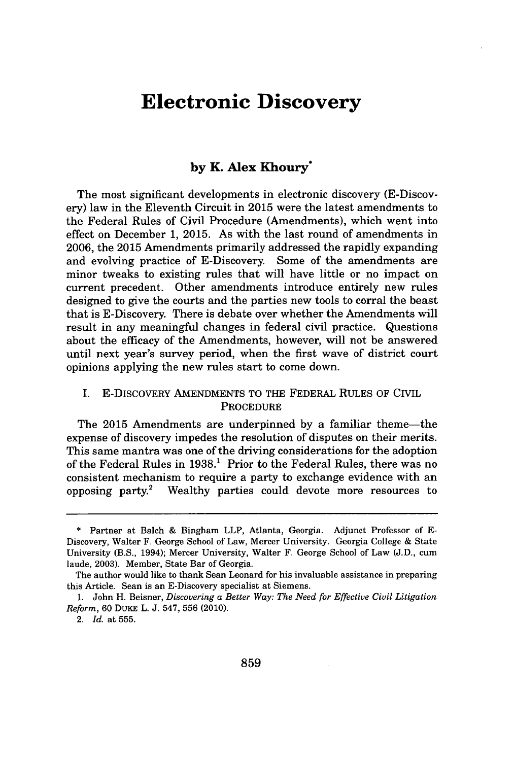# Electronic Discovery

**by K. Alex Khoury***

The most significant developments in electronic discovery (E-Discovery) law in the Eleventh Circuit in 2015 were the latest amendments to the Federal Rules of Civil Procedure (Amendments), which went into effect on December 1, 2015. As with the last round of amendments in 2006, the 2015 Amendments primarily addressed the rapidly expanding and evolving practice of E-Discovery. Some of the amendments are minor tweaks to existing rules that will have little or no impact on current precedent. Other amendments introduce entirely new rules designed to give the courts and the parties new tools to corral the beast that is E-Discovery. There is debate over whether the Amendments will result in any meaningful changes in federal civil practice. Questions about the efficacy of the Amendments, however, will not be answered until next year's survey period, when the first wave of district court opinions applying the new rules start to come down.

## I. E-DISCOVERY AMENDMENTS TO THE FEDERAL RULES OF CIVIL PROCEDURE

The 2015 Amendments are underpinned by a familiar theme—the expense of discovery impedes the resolution of disputes on their merits. This same mantra was one of the driving considerations for the adoption of the Federal Rules in 1938.[1] Prior to the Federal Rules, there was no consistent mechanism to require a party to exchange evidence with an opposing party.[2] Wealthy parties could devote more resources to

---

\* Partner at Balch & Bingham LLP, Atlanta, Georgia. Adjunct Professor of E-Discovery, Walter F. George School of Law, Mercer University. Georgia College & State University (B.S., 1994); Mercer University, Walter F. George School of Law (J.D., cum laude, 2003). Member, State Bar of Georgia.

The author would like to thank Sean Leonard for his invaluable assistance in preparing this Article. Sean is an E-Discovery specialist at Siemens.

1. John H. Beisner, *Discovering a Better Way: The Need for Effective Civil Litigation Reform*, 60 DUKE L. J. 547, 556 (2010).

2. *Id.* at 555.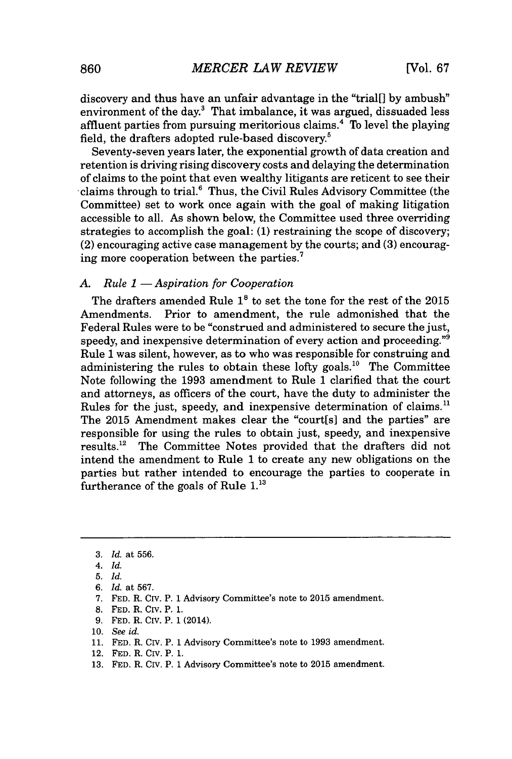discovery and thus have an unfair advantage in the "trial[] by ambush" environment of the day.[3] That imbalance, it was argued, dissuaded less affluent parties from pursuing meritorious claims.[4] To level the playing field, the drafters adopted rule-based discovery.[5]

Seventy-seven years later, the exponential growth of data creation and retention is driving rising discovery costs and delaying the determination of claims to the point that even wealthy litigants are reticent to see their claims through to trial.[6] Thus, the Civil Rules Advisory Committee (the Committee) set to work once again with the goal of making litigation accessible to all. As shown below, the Committee used three overriding strategies to accomplish the goal: (1) restraining the scope of discovery; (2) encouraging active case management by the courts; and (3) encouraging more cooperation between the parties.[7]

### *A. Rule 1 — Aspiration for Cooperation*

The drafters amended Rule 1[8] to set the tone for the rest of the 2015 Amendments. Prior to amendment, the rule admonished that the Federal Rules were to be "construed and administered to secure the just, speedy, and inexpensive determination of every action and proceeding."[9] Rule 1 was silent, however, as to who was responsible for construing and administering the rules to obtain these lofty goals.[10] The Committee Note following the 1993 amendment to Rule 1 clarified that the court and attorneys, as officers of the court, have the duty to administer the Rules for the just, speedy, and inexpensive determination of claims.[11] The 2015 Amendment makes clear the "court[s] and the parties" are responsible for using the rules to obtain just, speedy, and inexpensive results.[12] The Committee Notes provided that the drafters did not intend the amendment to Rule 1 to create any new obligations on the parties but rather intended to encourage the parties to cooperate in furtherance of the goals of Rule 1.[13]

---

3. *Id.* at 556.
4. *Id.*
5. *Id.*
6. *Id.* at 567.
7. FED. R. CIV. P. 1 Advisory Committee's note to 2015 amendment.
8. FED. R. CIV. P. 1.
9. FED. R. CIV. P. 1 (2014).
10. *See id.*
11. FED. R. CIV. P. 1 Advisory Committee's note to 1993 amendment.
12. FED. R. CIV. P. 1.
13. FED. R. CIV. P. 1 Advisory Committee's note to 2015 amendment.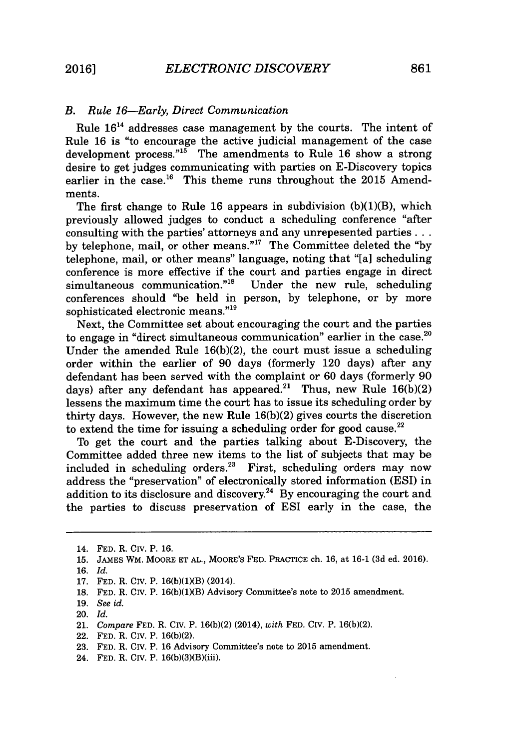### *B. Rule 16—Early, Direct Communication*

Rule 16[14] addresses case management by the courts. The intent of Rule 16 is "to encourage the active judicial management of the case development process."[15] The amendments to Rule 16 show a strong desire to get judges communicating with parties on E-Discovery topics earlier in the case.[16] This theme runs throughout the 2015 Amendments.

The first change to Rule 16 appears in subdivision (b)(1)(B), which previously allowed judges to conduct a scheduling conference "after consulting with the parties' attorneys and any unrepesented parties . . . by telephone, mail, or other means."[17] The Committee deleted the "by telephone, mail, or other means" language, noting that "[a] scheduling conference is more effective if the court and parties engage in direct simultaneous communication."[18] Under the new rule, scheduling conferences should "be held in person, by telephone, or by more sophisticated electronic means."[19]

Next, the Committee set about encouraging the court and the parties to engage in "direct simultaneous communication" earlier in the case.[20] Under the amended Rule 16(b)(2), the court must issue a scheduling order within the earlier of 90 days (formerly 120 days) after any defendant has been served with the complaint or 60 days (formerly 90 days) after any defendant has appeared.[21] Thus, new Rule 16(b)(2) lessens the maximum time the court has to issue its scheduling order by thirty days. However, the new Rule 16(b)(2) gives courts the discretion to extend the time for issuing a scheduling order for good cause.[22]

To get the court and the parties talking about E-Discovery, the Committee added three new items to the list of subjects that may be included in scheduling orders.[23] First, scheduling orders may now address the "preservation" of electronically stored information (ESI) in addition to its disclosure and discovery.[24] By encouraging the court and the parties to discuss preservation of ESI early in the case, the

---

14. FED. R. CIV. P. 16.
15. JAMES WM. MOORE ET AL., MOORE'S FED. PRACTICE ch. 16, at 16-1 (3d ed. 2016).
16. *Id.*
17. FED. R. CIV. P. 16(b)(1)(B) (2014).
18. FED. R. CIV. P. 16(b)(1)(B) Advisory Committee's note to 2015 amendment.
19. *See id.*
20. *Id.*
21. *Compare* FED. R. CIV. P. 16(b)(2) (2014), *with* FED. CIV. P. 16(b)(2).
22. FED. R. CIV. P. 16(b)(2).
23. FED. R. CIV. P. 16 Advisory Committee's note to 2015 amendment.
24. FED. R. CIV. P. 16(b)(3)(B)(iii).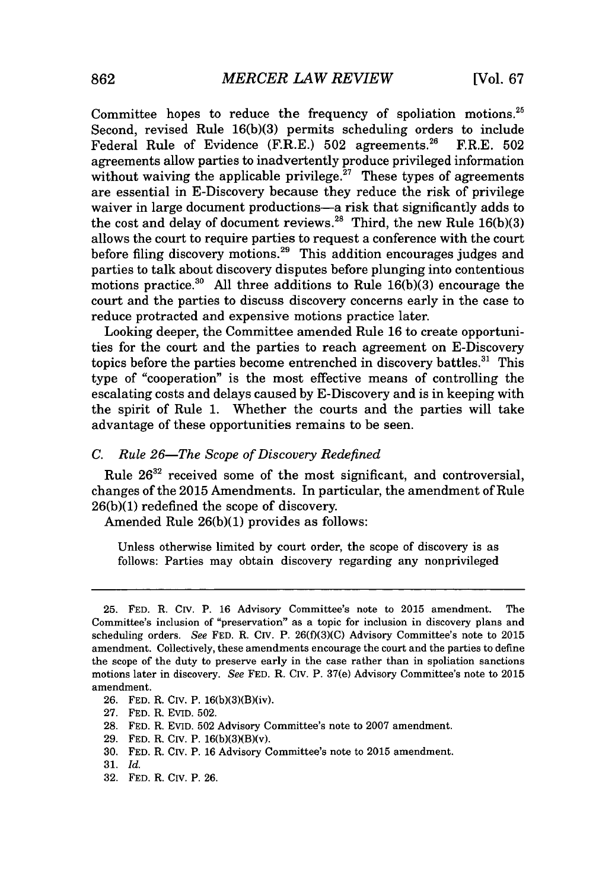Committee hopes to reduce the frequency of spoliation motions.[25] Second, revised Rule 16(b)(3) permits scheduling orders to include Federal Rule of Evidence (F.R.E.) 502 agreements.[26] F.R.E. 502 agreements allow parties to inadvertently produce privileged information without waiving the applicable privilege.[27] These types of agreements are essential in E-Discovery because they reduce the risk of privilege waiver in large document productions—a risk that significantly adds to the cost and delay of document reviews.[28] Third, the new Rule 16(b)(3) allows the court to require parties to request a conference with the court before filing discovery motions.[29] This addition encourages judges and parties to talk about discovery disputes before plunging into contentious motions practice.[30] All three additions to Rule 16(b)(3) encourage the court and the parties to discuss discovery concerns early in the case to reduce protracted and expensive motions practice later.

Looking deeper, the Committee amended Rule 16 to create opportunities for the court and the parties to reach agreement on E-Discovery topics before the parties become entrenched in discovery battles.[31] This type of "cooperation" is the most effective means of controlling the escalating costs and delays caused by E-Discovery and is in keeping with the spirit of Rule 1. Whether the courts and the parties will take advantage of these opportunities remains to be seen.

### C. *Rule 26—The Scope of Discovery Redefined*

Rule 26[32] received some of the most significant, and controversial, changes of the 2015 Amendments. In particular, the amendment of Rule 26(b)(1) redefined the scope of discovery.

Amended Rule 26(b)(1) provides as follows:

> Unless otherwise limited by court order, the scope of discovery is as follows: Parties may obtain discovery regarding any nonprivileged

---

25. FED. R. CIV. P. 16 Advisory Committee's note to 2015 amendment. The Committee's inclusion of "preservation" as a topic for inclusion in discovery plans and scheduling orders. *See* FED. R. CIV. P. 26(f)(3)(C) Advisory Committee's note to 2015 amendment. Collectively, these amendments encourage the court and the parties to define the scope of the duty to preserve early in the case rather than in spoliation sanctions motions later in discovery. *See* FED. R. CIV. P. 37(e) Advisory Committee's note to 2015 amendment.

26. FED. R. CIV. P. 16(b)(3)(B)(iv).

27. FED. R. EVID. 502.

28. FED. R. EVID. 502 Advisory Committee's note to 2007 amendment.

29. FED. R. CIV. P. 16(b)(3)(B)(v).

30. FED. R. CIV. P. 16 Advisory Committee's note to 2015 amendment.

31. *Id.*

32. FED. R. CIV. P. 26.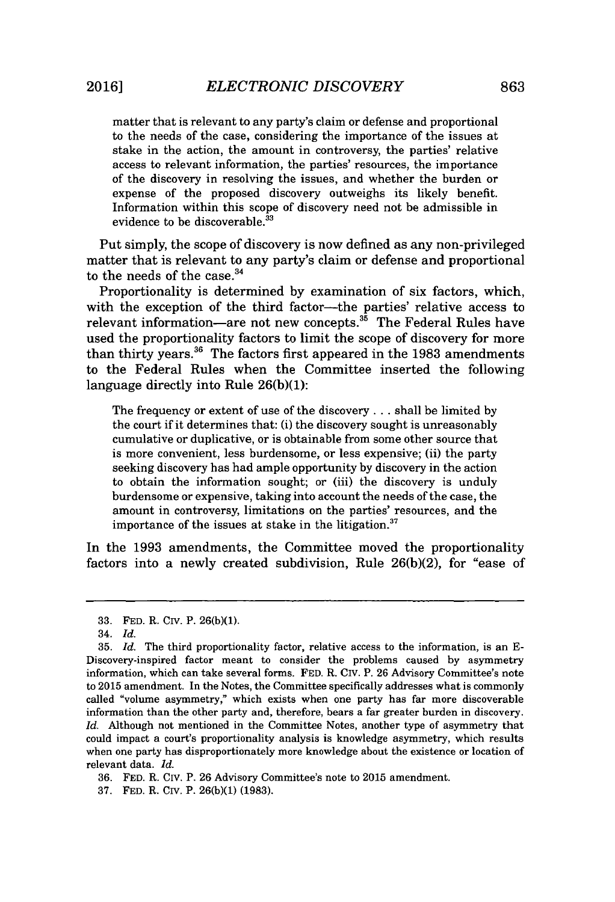> matter that is relevant to any party's claim or defense and proportional to the needs of the case, considering the importance of the issues at stake in the action, the amount in controversy, the parties' relative access to relevant information, the parties' resources, the importance of the discovery in resolving the issues, and whether the burden or expense of the proposed discovery outweighs its likely benefit. Information within this scope of discovery need not be admissible in evidence to be discoverable.[33]

Put simply, the scope of discovery is now defined as any non-privileged matter that is relevant to any party's claim or defense and proportional to the needs of the case.[34]

Proportionality is determined by examination of six factors, which, with the exception of the third factor—the parties' relative access to relevant information—are not new concepts.[35] The Federal Rules have used the proportionality factors to limit the scope of discovery for more than thirty years.[36] The factors first appeared in the 1983 amendments to the Federal Rules when the Committee inserted the following language directly into Rule 26(b)(1):

> The frequency or extent of use of the discovery . . . shall be limited by the court if it determines that: (i) the discovery sought is unreasonably cumulative or duplicative, or is obtainable from some other source that is more convenient, less burdensome, or less expensive; (ii) the party seeking discovery has had ample opportunity by discovery in the action to obtain the information sought; or (iii) the discovery is unduly burdensome or expensive, taking into account the needs of the case, the amount in controversy, limitations on the parties' resources, and the importance of the issues at stake in the litigation.[37]

In the 1993 amendments, the Committee moved the proportionality factors into a newly created subdivision, Rule 26(b)(2), for "ease of

---

33. FED. R. CIV. P. 26(b)(1).

34. *Id.*

35. *Id.* The third proportionality factor, relative access to the information, is an E-Discovery-inspired factor meant to consider the problems caused by asymmetry information, which can take several forms. FED. R. CIV. P. 26 Advisory Committee's note to 2015 amendment. In the Notes, the Committee specifically addresses what is commonly called "volume asymmetry," which exists when one party has far more discoverable information than the other party and, therefore, bears a far greater burden in discovery. *Id.* Although not mentioned in the Committee Notes, another type of asymmetry that could impact a court's proportionality analysis is knowledge asymmetry, which results when one party has disproportionately more knowledge about the existence or location of relevant data. *Id.*

36. FED. R. CIV. P. 26 Advisory Committee's note to 2015 amendment.

37. FED. R. CIV. P. 26(b)(1) (1983).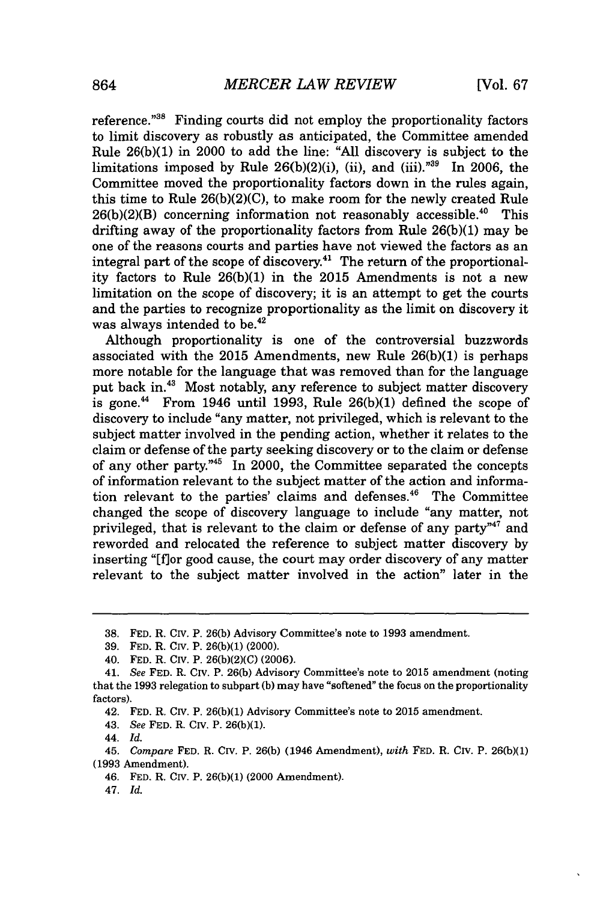reference."[38] Finding courts did not employ the proportionality factors to limit discovery as robustly as anticipated, the Committee amended Rule 26(b)(1) in 2000 to add the line: "All discovery is subject to the limitations imposed by Rule 26(b)(2)(i), (ii), and (iii)."[39] In 2006, the Committee moved the proportionality factors down in the rules again, this time to Rule 26(b)(2)(C), to make room for the newly created Rule 26(b)(2)(B) concerning information not reasonably accessible.[40] This drifting away of the proportionality factors from Rule 26(b)(1) may be one of the reasons courts and parties have not viewed the factors as an integral part of the scope of discovery.[41] The return of the proportionality factors to Rule 26(b)(1) in the 2015 Amendments is not a new limitation on the scope of discovery; it is an attempt to get the courts and the parties to recognize proportionality as the limit on discovery it was always intended to be.[42]

Although proportionality is one of the controversial buzzwords associated with the 2015 Amendments, new Rule 26(b)(1) is perhaps more notable for the language that was removed than for the language put back in.[43] Most notably, any reference to subject matter discovery is gone.[44] From 1946 until 1993, Rule 26(b)(1) defined the scope of discovery to include "any matter, not privileged, which is relevant to the subject matter involved in the pending action, whether it relates to the claim or defense of the party seeking discovery or to the claim or defense of any other party."[45] In 2000, the Committee separated the concepts of information relevant to the subject matter of the action and information relevant to the parties' claims and defenses.[46] The Committee changed the scope of discovery language to include "any matter, not privileged, that is relevant to the claim or defense of any party"[47] and reworded and relocated the reference to subject matter discovery by inserting "[f]or good cause, the court may order discovery of any matter relevant to the subject matter involved in the action" later in the

---

38. FED. R. CIV. P. 26(b) Advisory Committee's note to 1993 amendment.

39. FED. R. CIV. P. 26(b)(1) (2000).

40. FED. R. CIV. P. 26(b)(2)(C) (2006).

41. *See* FED. R. CIV. P. 26(b) Advisory Committee's note to 2015 amendment (noting that the 1993 relegation to subpart (b) may have "softened" the focus on the proportionality factors).

42. FED. R. CIV. P. 26(b)(1) Advisory Committee's note to 2015 amendment.

43. *See* FED. R. CIV. P. 26(b)(1).

44. *Id.*

45. *Compare* FED. R. CIV. P. 26(b) (1946 Amendment), *with* FED. R. CIV. P. 26(b)(1) (1993 Amendment).

46. FED. R. CIV. P. 26(b)(1) (2000 Amendment).

47. *Id.*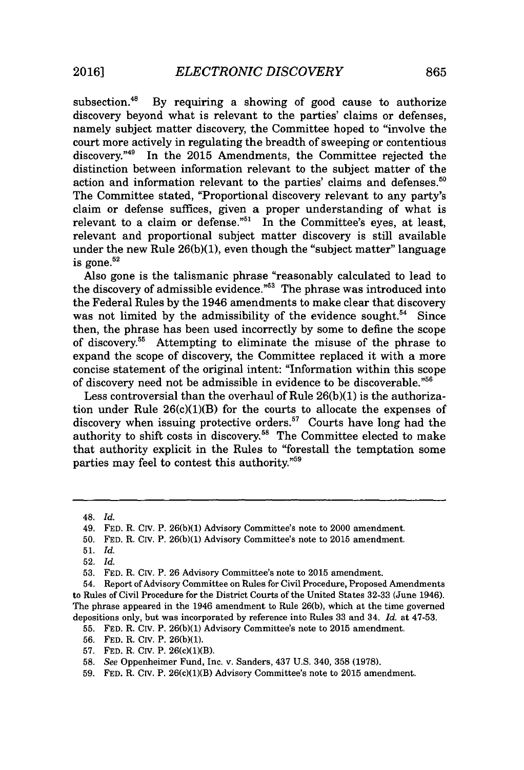subsection.[48] By requiring a showing of good cause to authorize discovery beyond what is relevant to the parties' claims or defenses, namely subject matter discovery, the Committee hoped to "involve the court more actively in regulating the breadth of sweeping or contentious discovery."[49] In the 2015 Amendments, the Committee rejected the distinction between information relevant to the subject matter of the action and information relevant to the parties' claims and defenses.[50] The Committee stated, "Proportional discovery relevant to any party's claim or defense suffices, given a proper understanding of what is relevant to a claim or defense."[51] In the Committee's eyes, at least, relevant and proportional subject matter discovery is still available under the new Rule 26(b)(1), even though the "subject matter" language is gone.[52]

Also gone is the talismanic phrase "reasonably calculated to lead to the discovery of admissible evidence."[53] The phrase was introduced into the Federal Rules by the 1946 amendments to make clear that discovery was not limited by the admissibility of the evidence sought.[54] Since then, the phrase has been used incorrectly by some to define the scope of discovery.[55] Attempting to eliminate the misuse of the phrase to expand the scope of discovery, the Committee replaced it with a more concise statement of the original intent: "Information within this scope of discovery need not be admissible in evidence to be discoverable."[56]

Less controversial than the overhaul of Rule 26(b)(1) is the authorization under Rule 26(c)(1)(B) for the courts to allocate the expenses of discovery when issuing protective orders.[57] Courts have long had the authority to shift costs in discovery.[58] The Committee elected to make that authority explicit in the Rules to "forestall the temptation some parties may feel to contest this authority."[59]

---

48. *Id.*

49. FED. R. CIV. P. 26(b)(1) Advisory Committee's note to 2000 amendment.

50. FED. R. CIV. P. 26(b)(1) Advisory Committee's note to 2015 amendment.

51. *Id.*

52. *Id.*

53. FED. R. CIV. P. 26 Advisory Committee's note to 2015 amendment.

54. Report of Advisory Committee on Rules for Civil Procedure, Proposed Amendments to Rules of Civil Procedure for the District Courts of the United States 32-33 (June 1946). The phrase appeared in the 1946 amendment to Rule 26(b), which at the time governed depositions only, but was incorporated by reference into Rules 33 and 34. *Id.* at 47-53.

55. FED. R. CIV. P. 26(b)(1) Advisory Committee's note to 2015 amendment.

56. FED. R. CIV. P. 26(b)(1).

57. FED. R. CIV. P. 26(c)(1)(B).

58. *See* Oppenheimer Fund, Inc. v. Sanders, 437 U.S. 340, 358 (1978).

59. FED. R. CIV. P. 26(c)(1)(B) Advisory Committee's note to 2015 amendment.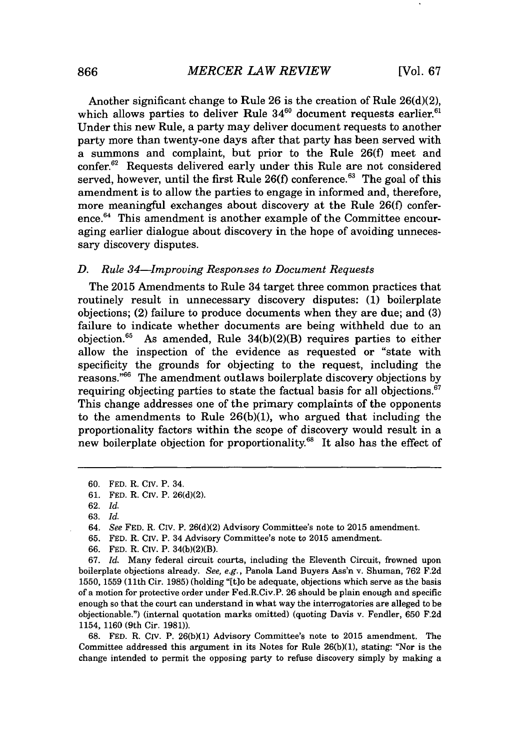Another significant change to Rule 26 is the creation of Rule 26(d)(2), which allows parties to deliver Rule 34[60] document requests earlier.[61] Under this new Rule, a party may deliver document requests to another party more than twenty-one days after that party has been served with a summons and complaint, but prior to the Rule 26(f) meet and confer.[62] Requests delivered early under this Rule are not considered served, however, until the first Rule 26(f) conference.[63] The goal of this amendment is to allow the parties to engage in informed and, therefore, more meaningful exchanges about discovery at the Rule 26(f) conference.[64] This amendment is another example of the Committee encouraging earlier dialogue about discovery in the hope of avoiding unnecessary discovery disputes.

### *D. Rule 34—Improving Responses to Document Requests*

The 2015 Amendments to Rule 34 target three common practices that routinely result in unnecessary discovery disputes: (1) boilerplate objections; (2) failure to produce documents when they are due; and (3) failure to indicate whether documents are being withheld due to an objection.[65] As amended, Rule 34(b)(2)(B) requires parties to either allow the inspection of the evidence as requested or "state with specificity the grounds for objecting to the request, including the reasons."[66] The amendment outlaws boilerplate discovery objections by requiring objecting parties to state the factual basis for all objections.[67] This change addresses one of the primary complaints of the opponents to the amendments to Rule 26(b)(1), who argued that including the proportionality factors within the scope of discovery would result in a new boilerplate objection for proportionality.[68] It also has the effect of

---

60. FED. R. CIV. P. 34.

61. FED. R. CIV. P. 26(d)(2).

62. *Id.*

63. *Id.*

64. *See* FED. R. CIV. P. 26(d)(2) Advisory Committee's note to 2015 amendment.

65. FED. R. CIV. P. 34 Advisory Committee's note to 2015 amendment.

66. FED. R. CIV. P. 34(b)(2)(B).

67. *Id.* Many federal circuit courts, including the Eleventh Circuit, frowned upon boilerplate objections already. *See, e.g.*, Panola Land Buyers Ass'n v. Shuman, 762 F.2d 1550, 1559 (11th Cir. 1985) (holding "[t]o be adequate, objections which serve as the basis of a motion for protective order under Fed.R.Civ.P. 26 should be plain enough and specific enough so that the court can understand in what way the interrogatories are alleged to be objectionable.") (internal quotation marks omitted) (quoting Davis v. Fendler, 650 F.2d 1154, 1160 (9th Cir. 1981)).

68. FED. R. CIV. P. 26(b)(1) Advisory Committee's note to 2015 amendment. The Committee addressed this argument in its Notes for Rule 26(b)(1), stating: "Nor is the change intended to permit the opposing party to refuse discovery simply by making a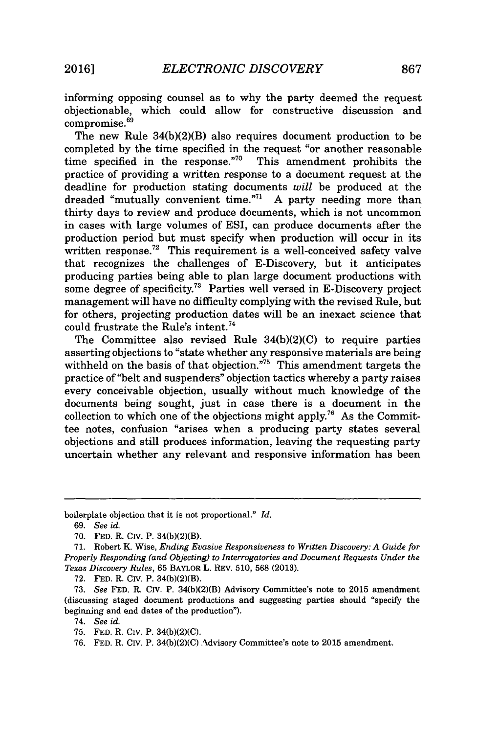informing opposing counsel as to why the party deemed the request objectionable, which could allow for constructive discussion and compromise.[69]

The new Rule 34(b)(2)(B) also requires document production to be completed by the time specified in the request "or another reasonable time specified in the response."[70] This amendment prohibits the practice of providing a written response to a document request at the deadline for production stating documents *will* be produced at the dreaded "mutually convenient time."[71] A party needing more than thirty days to review and produce documents, which is not uncommon in cases with large volumes of ESI, can produce documents after the production period but must specify when production will occur in its written response.[72] This requirement is a well-conceived safety valve that recognizes the challenges of E-Discovery, but it anticipates producing parties being able to plan large document productions with some degree of specificity.[73] Parties well versed in E-Discovery project management will have no difficulty complying with the revised Rule, but for others, projecting production dates will be an inexact science that could frustrate the Rule's intent.[74]

The Committee also revised Rule 34(b)(2)(C) to require parties asserting objections to "state whether any responsive materials are being withheld on the basis of that objection."[75] This amendment targets the practice of "belt and suspenders" objection tactics whereby a party raises every conceivable objection, usually without much knowledge of the documents being sought, just in case there is a document in the collection to which one of the objections might apply.[76] As the Committee notes, confusion "arises when a producing party states several objections and still produces information, leaving the requesting party uncertain whether any relevant and responsive information has been

---

boilerplate objection that it is not proportional." *Id.*

69. *See id.*

70. FED. R. CIV. P. 34(b)(2)(B).

71. Robert K. Wise, *Ending Evasive Responsiveness to Written Discovery: A Guide for Properly Responding (and Objecting) to Interrogatories and Document Requests Under the Texas Discovery Rules*, 65 BAYLOR L. REV. 510, 568 (2013).

72. FED. R. CIV. P. 34(b)(2)(B).

73. *See* FED. R. CIV. P. 34(b)(2)(B) Advisory Committee's note to 2015 amendment (discussing staged document productions and suggesting parties should "specify the beginning and end dates of the production").

74. *See id.*

75. FED. R. CIV. P. 34(b)(2)(C).

76. FED. R. CIV. P. 34(b)(2)(C) Advisory Committee's note to 2015 amendment.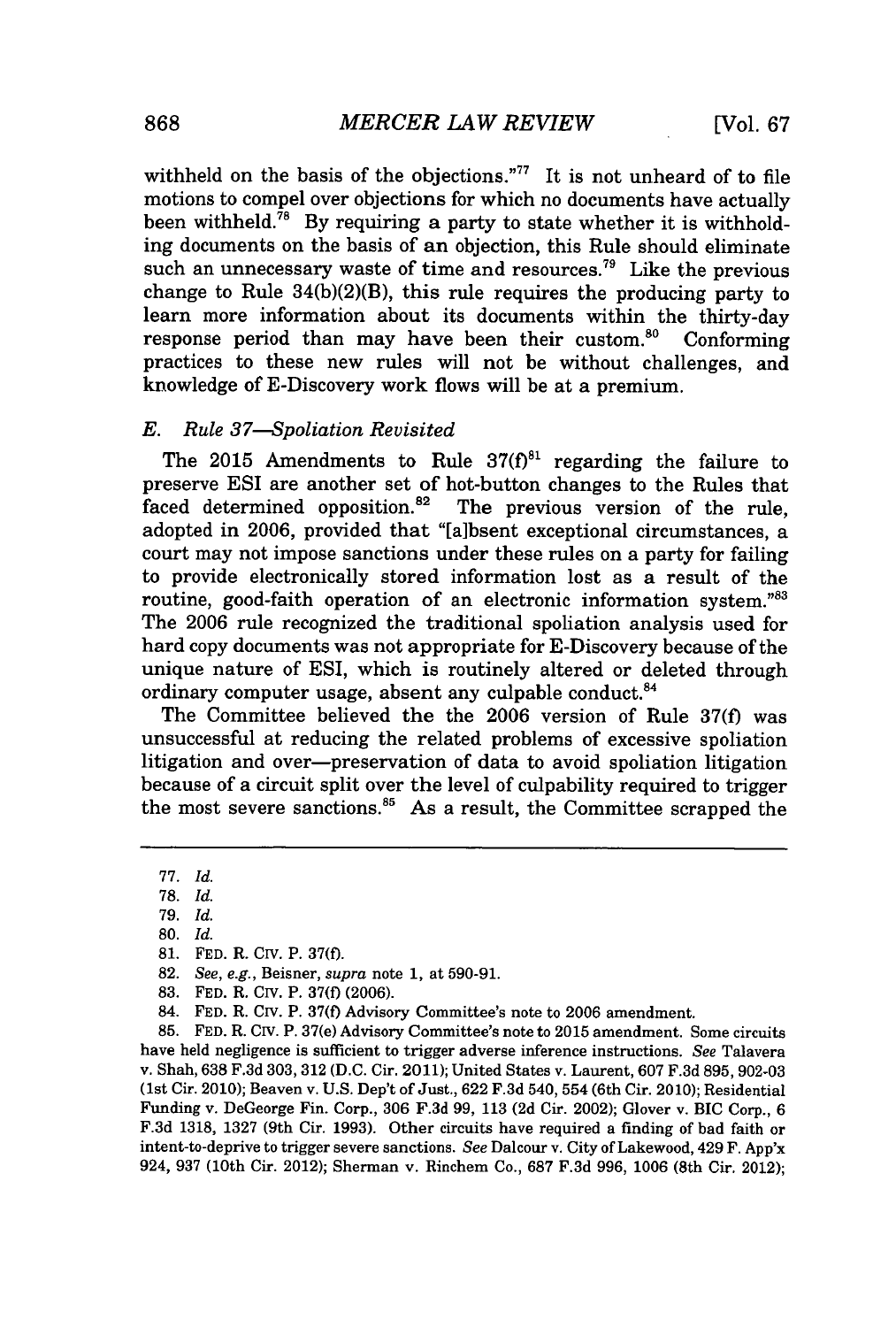withheld on the basis of the objections."[77] It is not unheard of to file motions to compel over objections for which no documents have actually been withheld.[78] By requiring a party to state whether it is withholding documents on the basis of an objection, this Rule should eliminate such an unnecessary waste of time and resources.[79] Like the previous change to Rule 34(b)(2)(B), this rule requires the producing party to learn more information about its documents within the thirty-day response period than may have been their custom.[80] Conforming practices to these new rules will not be without challenges, and knowledge of E-Discovery work flows will be at a premium.

### *E. Rule 37—Spoliation Revisited*

The 2015 Amendments to Rule 37(f)[81] regarding the failure to preserve ESI are another set of hot-button changes to the Rules that faced determined opposition.[82] The previous version of the rule, adopted in 2006, provided that "[a]bsent exceptional circumstances, a court may not impose sanctions under these rules on a party for failing to provide electronically stored information lost as a result of the routine, good-faith operation of an electronic information system."[83] The 2006 rule recognized the traditional spoliation analysis used for hard copy documents was not appropriate for E-Discovery because of the unique nature of ESI, which is routinely altered or deleted through ordinary computer usage, absent any culpable conduct.[84]

The Committee believed the the 2006 version of Rule 37(f) was unsuccessful at reducing the related problems of excessive spoliation litigation and over—preservation of data to avoid spoliation litigation because of a circuit split over the level of culpability required to trigger the most severe sanctions.[85] As a result, the Committee scrapped the

---

77. *Id.*

78. *Id.*

79. *Id.*

80. *Id.*

81. FED. R. CIV. P. 37(f).

82. *See, e.g.*, Beisner, *supra* note 1, at 590-91.

83. FED. R. CIV. P. 37(f) (2006).

84. FED. R. CIV. P. 37(f) Advisory Committee's note to 2006 amendment.

85. FED. R. CIV. P. 37(e) Advisory Committee's note to 2015 amendment. Some circuits have held negligence is sufficient to trigger adverse inference instructions. *See* Talavera v. Shah, 638 F.3d 303, 312 (D.C. Cir. 2011); United States v. Laurent, 607 F.3d 895, 902-03 (1st Cir. 2010); Beaven v. U.S. Dep't of Just., 622 F.3d 540, 554 (6th Cir. 2010); Residential Funding v. DeGeorge Fin. Corp., 306 F.3d 99, 113 (2d Cir. 2002); Glover v. BIC Corp., 6 F.3d 1318, 1327 (9th Cir. 1993). Other circuits have required a finding of bad faith or intent-to-deprive to trigger severe sanctions. *See* Dalcour v. City of Lakewood, 429 F. App'x 924, 937 (10th Cir. 2012); Sherman v. Rinchem Co., 687 F.3d 996, 1006 (8th Cir. 2012);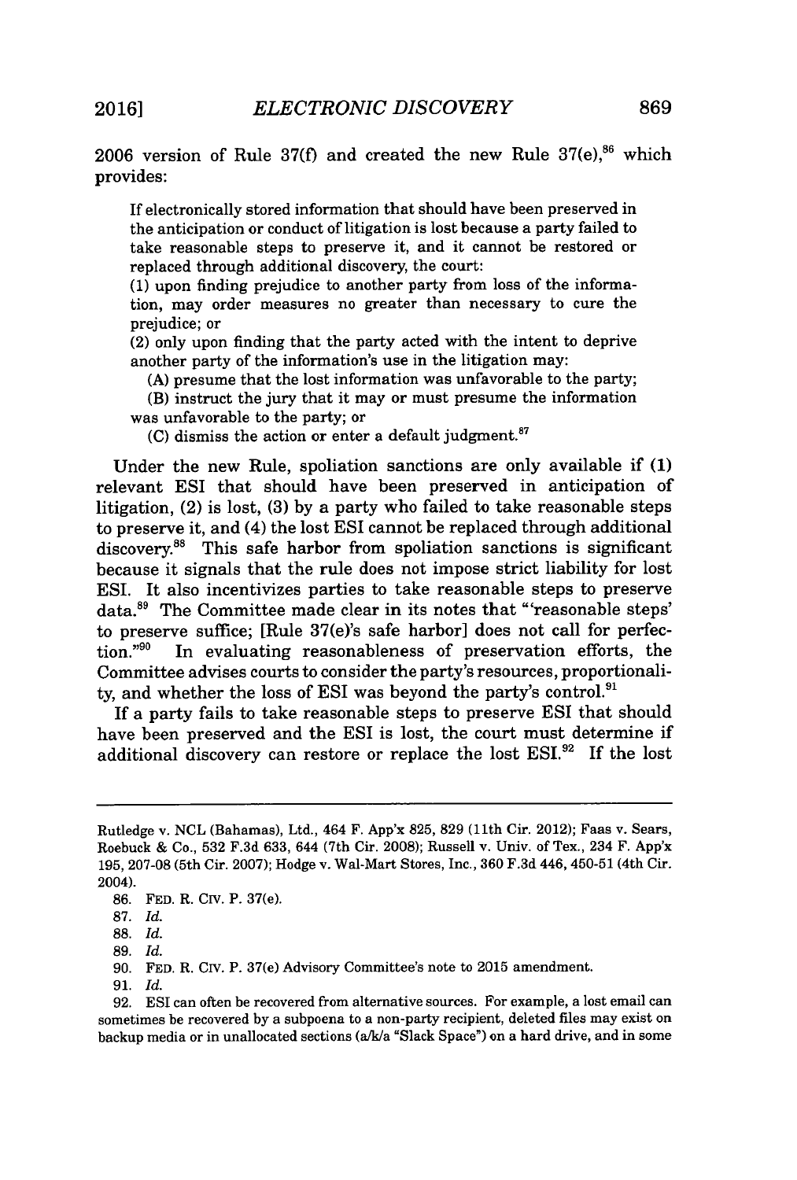2006 version of Rule 37(f) and created the new Rule 37(e),[86] which provides:

> If electronically stored information that should have been preserved in the anticipation or conduct of litigation is lost because a party failed to take reasonable steps to preserve it, and it cannot be restored or replaced through additional discovery, the court:
>
> (1) upon finding prejudice to another party from loss of the information, may order measures no greater than necessary to cure the prejudice; or
>
> (2) only upon finding that the party acted with the intent to deprive another party of the information's use in the litigation may:
>
> (A) presume that the lost information was unfavorable to the party;
>
> (B) instruct the jury that it may or must presume the information was unfavorable to the party; or
>
> (C) dismiss the action or enter a default judgment.[87]

Under the new Rule, spoliation sanctions are only available if (1) relevant ESI that should have been preserved in anticipation of litigation, (2) is lost, (3) by a party who failed to take reasonable steps to preserve it, and (4) the lost ESI cannot be replaced through additional discovery.[88] This safe harbor from spoliation sanctions is significant because it signals that the rule does not impose strict liability for lost ESI. It also incentivizes parties to take reasonable steps to preserve data.[89] The Committee made clear in its notes that "'reasonable steps' to preserve suffice; [Rule 37(e)'s safe harbor] does not call for perfection."[90] In evaluating reasonableness of preservation efforts, the Committee advises courts to consider the party's resources, proportionality, and whether the loss of ESI was beyond the party's control.[91]

If a party fails to take reasonable steps to preserve ESI that should have been preserved and the ESI is lost, the court must determine if additional discovery can restore or replace the lost ESI.[92] If the lost

---

Rutledge v. NCL (Bahamas), Ltd., 464 F. App'x 825, 829 (11th Cir. 2012); Faas v. Sears, Roebuck & Co., 532 F.3d 633, 644 (7th Cir. 2008); Russell v. Univ. of Tex., 234 F. App'x 195, 207-08 (5th Cir. 2007); Hodge v. Wal-Mart Stores, Inc., 360 F.3d 446, 450-51 (4th Cir. 2004).

86. FED. R. CIV. P. 37(e).

87. *Id.*

88. *Id.*

89. *Id.*

90. FED. R. CIV. P. 37(e) Advisory Committee's note to 2015 amendment.

91. *Id.*

92. ESI can often be recovered from alternative sources. For example, a lost email can sometimes be recovered by a subpoena to a non-party recipient, deleted files may exist on backup media or in unallocated sections (a/k/a "Slack Space") on a hard drive, and in some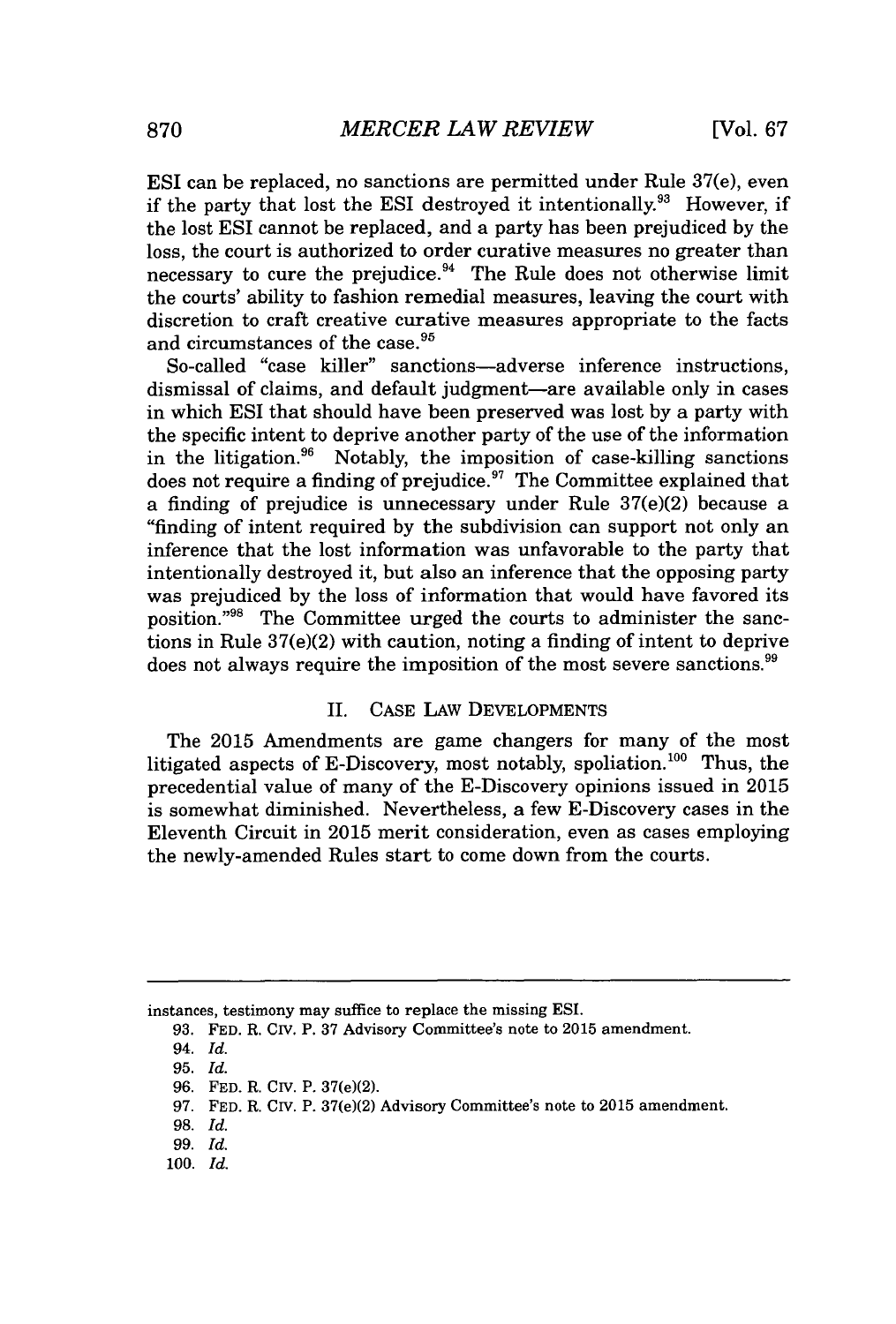ESI can be replaced, no sanctions are permitted under Rule 37(e), even if the party that lost the ESI destroyed it intentionally.[93] However, if the lost ESI cannot be replaced, and a party has been prejudiced by the loss, the court is authorized to order curative measures no greater than necessary to cure the prejudice.[94] The Rule does not otherwise limit the courts' ability to fashion remedial measures, leaving the court with discretion to craft creative curative measures appropriate to the facts and circumstances of the case.[95]

So-called "case killer" sanctions—adverse inference instructions, dismissal of claims, and default judgment—are available only in cases in which ESI that should have been preserved was lost by a party with the specific intent to deprive another party of the use of the information in the litigation.[96] Notably, the imposition of case-killing sanctions does not require a finding of prejudice.[97] The Committee explained that a finding of prejudice is unnecessary under Rule 37(e)(2) because a "finding of intent required by the subdivision can support not only an inference that the lost information was unfavorable to the party that intentionally destroyed it, but also an inference that the opposing party was prejudiced by the loss of information that would have favored its position."[98] The Committee urged the courts to administer the sanctions in Rule 37(e)(2) with caution, noting a finding of intent to deprive does not always require the imposition of the most severe sanctions.[99]

## II. CASE LAW DEVELOPMENTS

The 2015 Amendments are game changers for many of the most litigated aspects of E-Discovery, most notably, spoliation.[100] Thus, the precedential value of many of the E-Discovery opinions issued in 2015 is somewhat diminished. Nevertheless, a few E-Discovery cases in the Eleventh Circuit in 2015 merit consideration, even as cases employing the newly-amended Rules start to come down from the courts.

---

instances, testimony may suffice to replace the missing ESI.

93. FED. R. CIV. P. 37 Advisory Committee's note to 2015 amendment.

94. *Id.*

95. *Id.*

96. FED. R. CIV. P. 37(e)(2).

97. FED. R. CIV. P. 37(e)(2) Advisory Committee's note to 2015 amendment.

98. *Id.*

99. *Id.*

100. *Id.*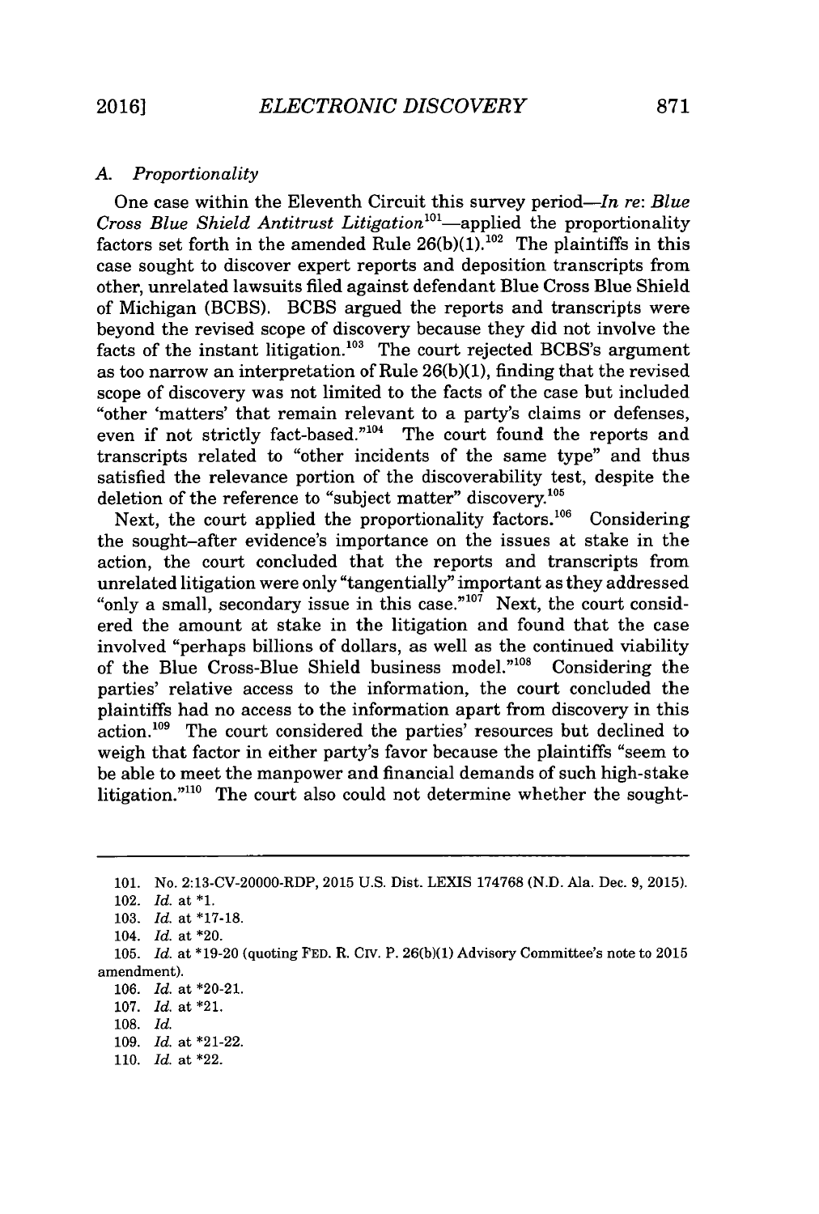### A. Proportionality

One case within the Eleventh Circuit this survey period—*In re: Blue Cross Blue Shield Antitrust Litigation*[101]—applied the proportionality factors set forth in the amended Rule 26(b)(1).[102] The plaintiffs in this case sought to discover expert reports and deposition transcripts from other, unrelated lawsuits filed against defendant Blue Cross Blue Shield of Michigan (BCBS). BCBS argued the reports and transcripts were beyond the revised scope of discovery because they did not involve the facts of the instant litigation.[103] The court rejected BCBS's argument as too narrow an interpretation of Rule 26(b)(1), finding that the revised scope of discovery was not limited to the facts of the case but included "other 'matters' that remain relevant to a party's claims or defenses, even if not strictly fact-based."[104] The court found the reports and transcripts related to "other incidents of the same type" and thus satisfied the relevance portion of the discoverability test, despite the deletion of the reference to "subject matter" discovery.[105]

Next, the court applied the proportionality factors.[106] Considering the sought-after evidence's importance on the issues at stake in the action, the court concluded that the reports and transcripts from unrelated litigation were only "tangentially" important as they addressed "only a small, secondary issue in this case."[107] Next, the court considered the amount at stake in the litigation and found that the case involved "perhaps billions of dollars, as well as the continued viability of the Blue Cross-Blue Shield business model."[108] Considering the parties' relative access to the information, the court concluded the plaintiffs had no access to the information apart from discovery in this action.[109] The court considered the parties' resources but declined to weigh that factor in either party's favor because the plaintiffs "seem to be able to meet the manpower and financial demands of such high-stake litigation."[110] The court also could not determine whether the sought-

---

101. No. 2:13-CV-20000-RDP, 2015 U.S. Dist. LEXIS 174768 (N.D. Ala. Dec. 9, 2015).

102. *Id.* at *1.

103. *Id.* at *17-18.

104. *Id.* at *20.

105. *Id.* at *19-20 (quoting FED. R. CIV. P. 26(b)(1) Advisory Committee's note to 2015 amendment).

106. *Id.* at *20-21.

107. *Id.* at *21.

108. *Id.*

109. *Id.* at *21-22.

110. *Id.* at *22.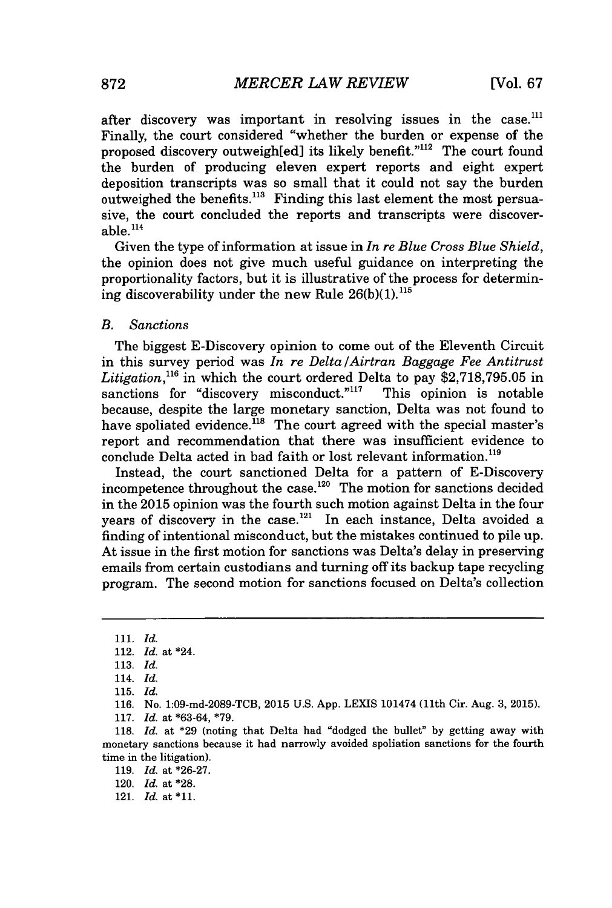after discovery was important in resolving issues in the case.[111] Finally, the court considered "whether the burden or expense of the proposed discovery outweigh[ed] its likely benefit."[112] The court found the burden of producing eleven expert reports and eight expert deposition transcripts was so small that it could not say the burden outweighed the benefits.[113] Finding this last element the most persuasive, the court concluded the reports and transcripts were discoverable.[114]

Given the type of information at issue in *In re Blue Cross Blue Shield*, the opinion does not give much useful guidance on interpreting the proportionality factors, but it is illustrative of the process for determining discoverability under the new Rule 26(b)(1).[115]

### *B. Sanctions*

The biggest E-Discovery opinion to come out of the Eleventh Circuit in this survey period was *In re Delta/Airtran Baggage Fee Antitrust Litigation*,[116] in which the court ordered Delta to pay $2,718,795.05 in sanctions for "discovery misconduct."[117] This opinion is notable because, despite the large monetary sanction, Delta was not found to have spoliated evidence.[118] The court agreed with the special master's report and recommendation that there was insufficient evidence to conclude Delta acted in bad faith or lost relevant information.[119]

Instead, the court sanctioned Delta for a pattern of E-Discovery incompetence throughout the case.[120] The motion for sanctions decided in the 2015 opinion was the fourth such motion against Delta in the four years of discovery in the case.[121] In each instance, Delta avoided a finding of intentional misconduct, but the mistakes continued to pile up. At issue in the first motion for sanctions was Delta's delay in preserving emails from certain custodians and turning off its backup tape recycling program. The second motion for sanctions focused on Delta's collection

---

111. *Id.*

112. *Id.* at *24.

113. *Id.*

114. *Id.*

115. *Id.*

116. No. 1:09-md-2089-TCB, 2015 U.S. App. LEXIS 101474 (11th Cir. Aug. 3, 2015).

117. *Id.* at *63-64, *79.

118. *Id.* at *29 (noting that Delta had "dodged the bullet" by getting away with monetary sanctions because it had narrowly avoided spoliation sanctions for the fourth time in the litigation).

119. *Id.* at *26-27.

120. *Id.* at *28.

121. *Id.* at *11.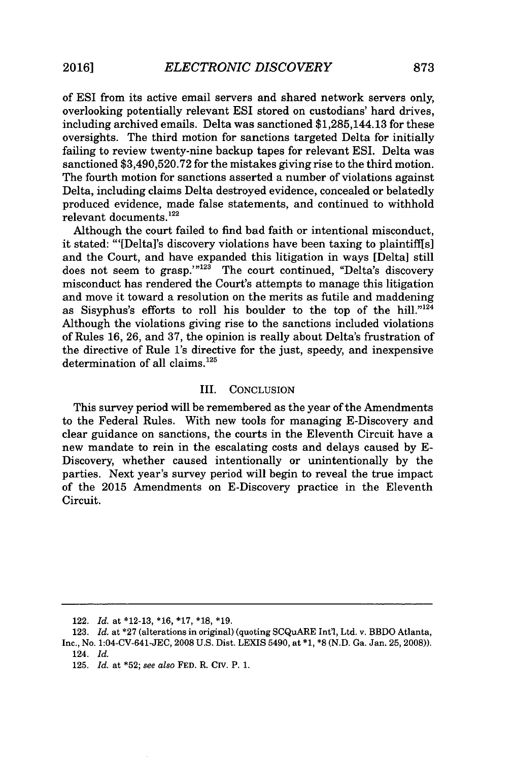of ESI from its active email servers and shared network servers only, overlooking potentially relevant ESI stored on custodians' hard drives, including archived emails. Delta was sanctioned $1,285,144.13 for these oversights. The third motion for sanctions targeted Delta for initially failing to review twenty-nine backup tapes for relevant ESI. Delta was sanctioned $3,490,520.72 for the mistakes giving rise to the third motion. The fourth motion for sanctions asserted a number of violations against Delta, including claims Delta destroyed evidence, concealed or belatedly produced evidence, made false statements, and continued to withhold relevant documents.[122]

Although the court failed to find bad faith or intentional misconduct, it stated: "'[Delta]'s discovery violations have been taxing to plaintiff[s] and the Court, and have expanded this litigation in ways [Delta] still does not seem to grasp.'"[123] The court continued, "Delta's discovery misconduct has rendered the Court's attempts to manage this litigation and move it toward a resolution on the merits as futile and maddening as Sisyphus's efforts to roll his boulder to the top of the hill."[124] Although the violations giving rise to the sanctions included violations of Rules 16, 26, and 37, the opinion is really about Delta's frustration of the directive of Rule 1's directive for the just, speedy, and inexpensive determination of all claims.[125]

## III. CONCLUSION

This survey period will be remembered as the year of the Amendments to the Federal Rules. With new tools for managing E-Discovery and clear guidance on sanctions, the courts in the Eleventh Circuit have a new mandate to rein in the escalating costs and delays caused by E-Discovery, whether caused intentionally or unintentionally by the parties. Next year's survey period will begin to reveal the true impact of the 2015 Amendments on E-Discovery practice in the Eleventh Circuit.

---

122. *Id.* at *12-13, *16, *17, *18, *19.

123. *Id.* at *27 (alterations in original) (quoting SCQuARE Int'l, Ltd. v. BBDO Atlanta, Inc., No. 1:04-CV-641-JEC, 2008 U.S. Dist. LEXIS 5490, at *1, *8 (N.D. Ga. Jan. 25, 2008)).

124. *Id.*

125. *Id.* at *52; *see also* FED. R. CIV. P. 1.